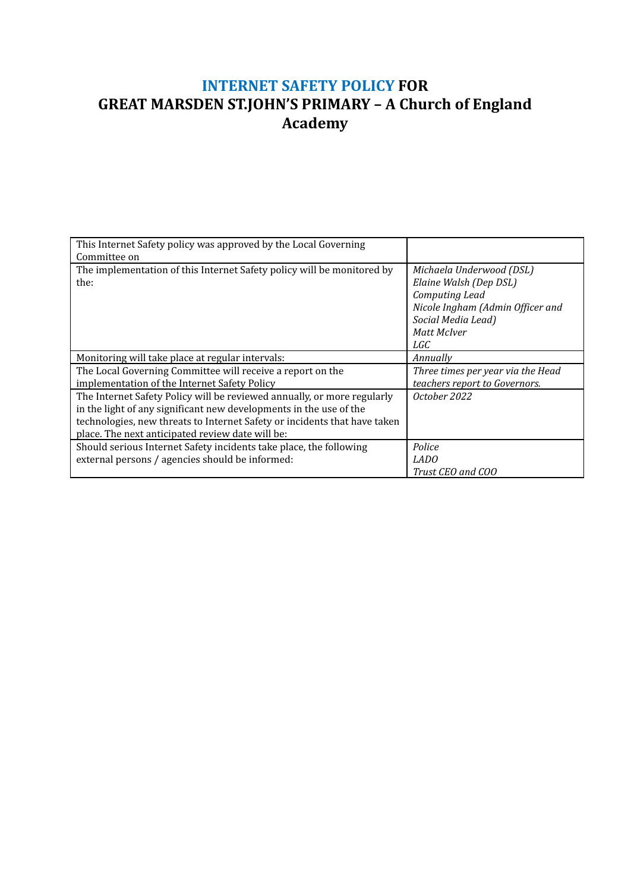# INTERNET SAFETY POLICY FOR GREAT MARSDEN ST.JOHN'S PRIMARY – A Church of England Academy

| | |
|---|---|
| This Internet Safety policy was approved by the Local Governing Committee on | |
| The implementation of this Internet Safety policy will be monitored by the: | *Michaela Underwood (DSL)*<br>*Elaine Walsh (Dep DSL)*<br>*Computing Lead*<br>*Nicole Ingham (Admin Officer and Social Media Lead)*<br>*Matt McIver*<br>*LGC* |
| Monitoring will take place at regular intervals: | *Annually* |
| The Local Governing Committee will receive a report on the implementation of the Internet Safety Policy | *Three times per year via the Head teachers report to Governors.* |
| The Internet Safety Policy will be reviewed annually, or more regularly in the light of any significant new developments in the use of the technologies, new threats to Internet Safety or incidents that have taken place. The next anticipated review date will be: | *October 2022* |
| Should serious Internet Safety incidents take place, the following external persons / agencies should be informed: | *Police*<br>*LADO*<br>*Trust CEO and COO* |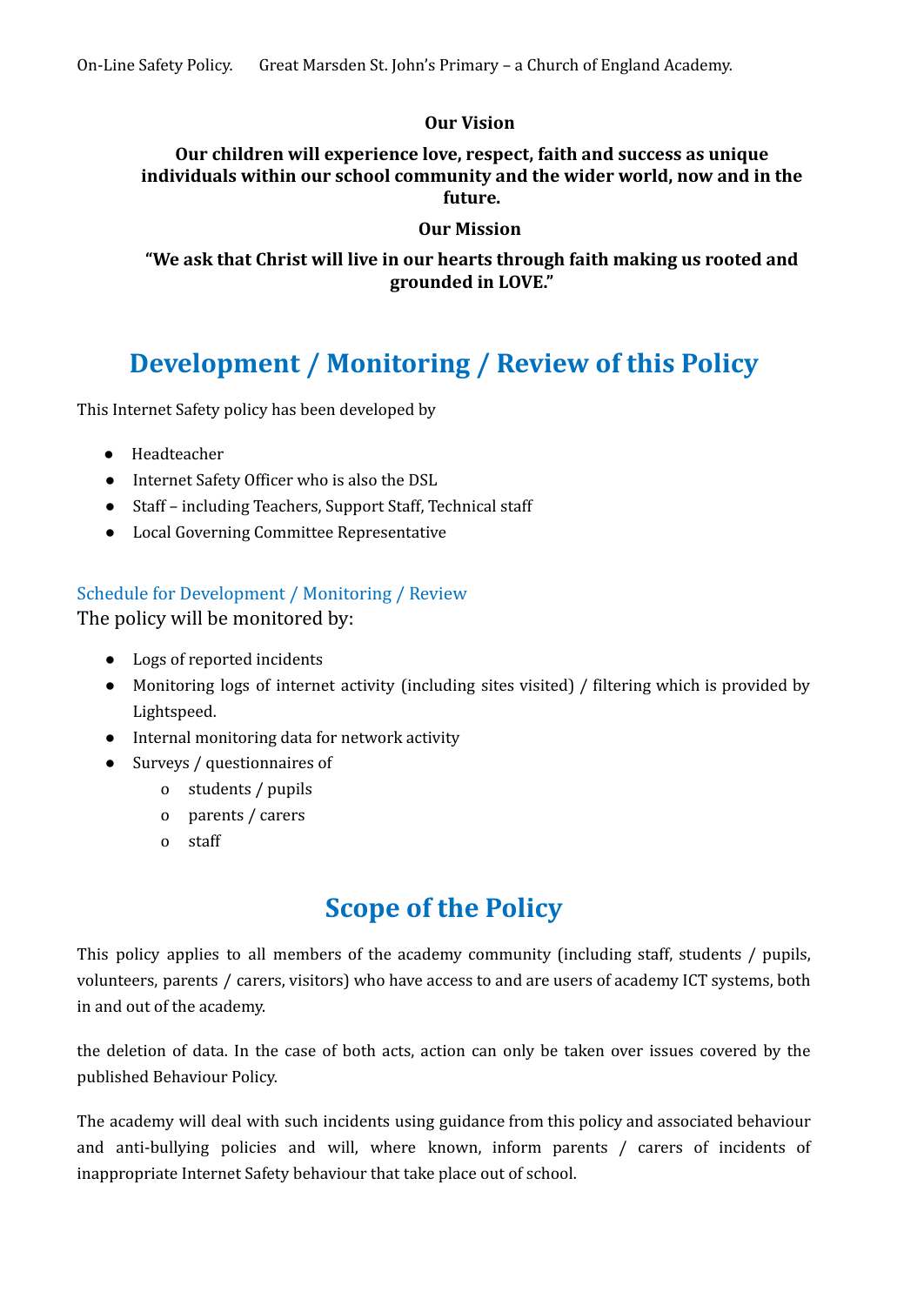On-Line Safety Policy. Great Marsden St. John's Primary – a Church of England Academy.

**Our Vision**

**Our children will experience love, respect, faith and success as unique individuals within our school community and the wider world, now and in the future.**

**Our Mission**

**"We ask that Christ will live in our hearts through faith making us rooted and grounded in LOVE."**

# Development / Monitoring / Review of this Policy

This Internet Safety policy has been developed by

- Headteacher
- Internet Safety Officer who is also the DSL
- Staff – including Teachers, Support Staff, Technical staff
- Local Governing Committee Representative

### Schedule for Development / Monitoring / Review

The policy will be monitored by:

- Logs of reported incidents
- Monitoring logs of internet activity (including sites visited) / filtering which is provided by Lightspeed.
- Internal monitoring data for network activity
- Surveys / questionnaires of
  - students / pupils
  - parents / carers
  - staff

# Scope of the Policy

This policy applies to all members of the academy community (including staff, students / pupils, volunteers, parents / carers, visitors) who have access to and are users of academy ICT systems, both in and out of the academy.

the deletion of data. In the case of both acts, action can only be taken over issues covered by the published Behaviour Policy.

The academy will deal with such incidents using guidance from this policy and associated behaviour and anti-bullying policies and will, where known, inform parents / carers of incidents of inappropriate Internet Safety behaviour that take place out of school.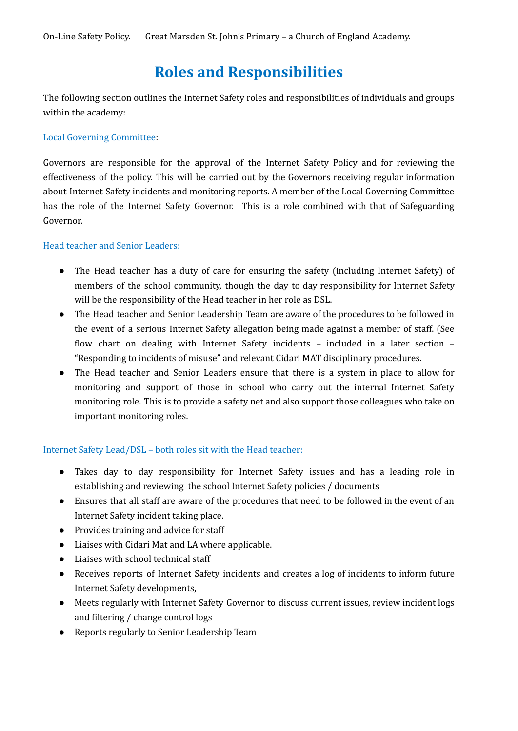# Roles and Responsibilities

The following section outlines the Internet Safety roles and responsibilities of individuals and groups within the academy:

### Local Governing Committee:

Governors are responsible for the approval of the Internet Safety Policy and for reviewing the effectiveness of the policy. This will be carried out by the Governors receiving regular information about Internet Safety incidents and monitoring reports. A member of the Local Governing Committee has the role of the Internet Safety Governor. This is a role combined with that of Safeguarding Governor.

### Head teacher and Senior Leaders:

- The Head teacher has a duty of care for ensuring the safety (including Internet Safety) of members of the school community, though the day to day responsibility for Internet Safety will be the responsibility of the Head teacher in her role as DSL.
- The Head teacher and Senior Leadership Team are aware of the procedures to be followed in the event of a serious Internet Safety allegation being made against a member of staff. (See flow chart on dealing with Internet Safety incidents – included in a later section – "Responding to incidents of misuse" and relevant Cidari MAT disciplinary procedures.
- The Head teacher and Senior Leaders ensure that there is a system in place to allow for monitoring and support of those in school who carry out the internal Internet Safety monitoring role. This is to provide a safety net and also support those colleagues who take on important monitoring roles.

### Internet Safety Lead/DSL – both roles sit with the Head teacher:

- Takes day to day responsibility for Internet Safety issues and has a leading role in establishing and reviewing the school Internet Safety policies / documents
- Ensures that all staff are aware of the procedures that need to be followed in the event of an Internet Safety incident taking place.
- Provides training and advice for staff
- Liaises with Cidari Mat and LA where applicable.
- Liaises with school technical staff
- Receives reports of Internet Safety incidents and creates a log of incidents to inform future Internet Safety developments,
- Meets regularly with Internet Safety Governor to discuss current issues, review incident logs and filtering / change control logs
- Reports regularly to Senior Leadership Team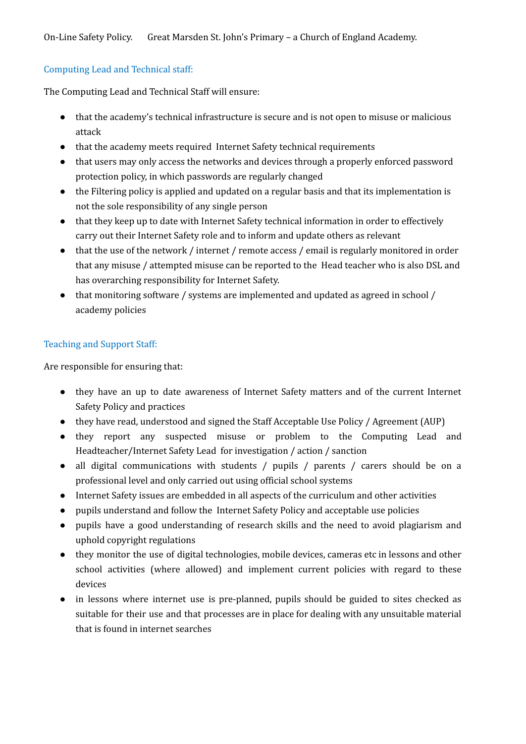### Computing Lead and Technical staff:

The Computing Lead and Technical Staff will ensure:

- that the academy's technical infrastructure is secure and is not open to misuse or malicious attack
- that the academy meets required Internet Safety technical requirements
- that users may only access the networks and devices through a properly enforced password protection policy, in which passwords are regularly changed
- the Filtering policy is applied and updated on a regular basis and that its implementation is not the sole responsibility of any single person
- that they keep up to date with Internet Safety technical information in order to effectively carry out their Internet Safety role and to inform and update others as relevant
- that the use of the network / internet / remote access / email is regularly monitored in order that any misuse / attempted misuse can be reported to the Head teacher who is also DSL and has overarching responsibility for Internet Safety.
- that monitoring software / systems are implemented and updated as agreed in school / academy policies

### Teaching and Support Staff:

Are responsible for ensuring that:

- they have an up to date awareness of Internet Safety matters and of the current Internet Safety Policy and practices
- they have read, understood and signed the Staff Acceptable Use Policy / Agreement (AUP)
- they report any suspected misuse or problem to the Computing Lead and Headteacher/Internet Safety Lead for investigation / action / sanction
- all digital communications with students / pupils / parents / carers should be on a professional level and only carried out using official school systems
- Internet Safety issues are embedded in all aspects of the curriculum and other activities
- pupils understand and follow the Internet Safety Policy and acceptable use policies
- pupils have a good understanding of research skills and the need to avoid plagiarism and uphold copyright regulations
- they monitor the use of digital technologies, mobile devices, cameras etc in lessons and other school activities (where allowed) and implement current policies with regard to these devices
- in lessons where internet use is pre-planned, pupils should be guided to sites checked as suitable for their use and that processes are in place for dealing with any unsuitable material that is found in internet searches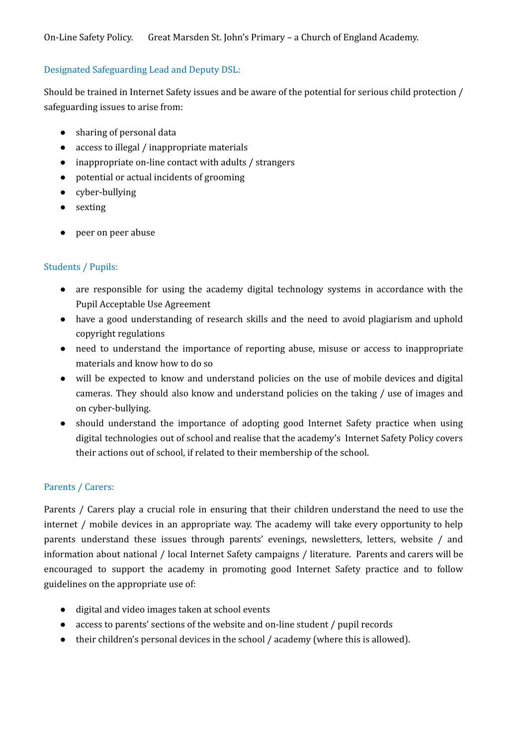## Designated Safeguarding Lead and Deputy DSL:

Should be trained in Internet Safety issues and be aware of the potential for serious child protection / safeguarding issues to arise from:

- sharing of personal data
- access to illegal / inappropriate materials
- inappropriate on-line contact with adults / strangers
- potential or actual incidents of grooming
- cyber-bullying
- sexting
- peer on peer abuse

## Students / Pupils:

- are responsible for using the academy digital technology systems in accordance with the Pupil Acceptable Use Agreement
- have a good understanding of research skills and the need to avoid plagiarism and uphold copyright regulations
- need to understand the importance of reporting abuse, misuse or access to inappropriate materials and know how to do so
- will be expected to know and understand policies on the use of mobile devices and digital cameras. They should also know and understand policies on the taking / use of images and on cyber-bullying.
- should understand the importance of adopting good Internet Safety practice when using digital technologies out of school and realise that the academy's Internet Safety Policy covers their actions out of school, if related to their membership of the school.

## Parents / Carers:

Parents / Carers play a crucial role in ensuring that their children understand the need to use the internet / mobile devices in an appropriate way. The academy will take every opportunity to help parents understand these issues through parents' evenings, newsletters, letters, website / and information about national / local Internet Safety campaigns / literature. Parents and carers will be encouraged to support the academy in promoting good Internet Safety practice and to follow guidelines on the appropriate use of:

- digital and video images taken at school events
- access to parents' sections of the website and on-line student / pupil records
- their children's personal devices in the school / academy (where this is allowed).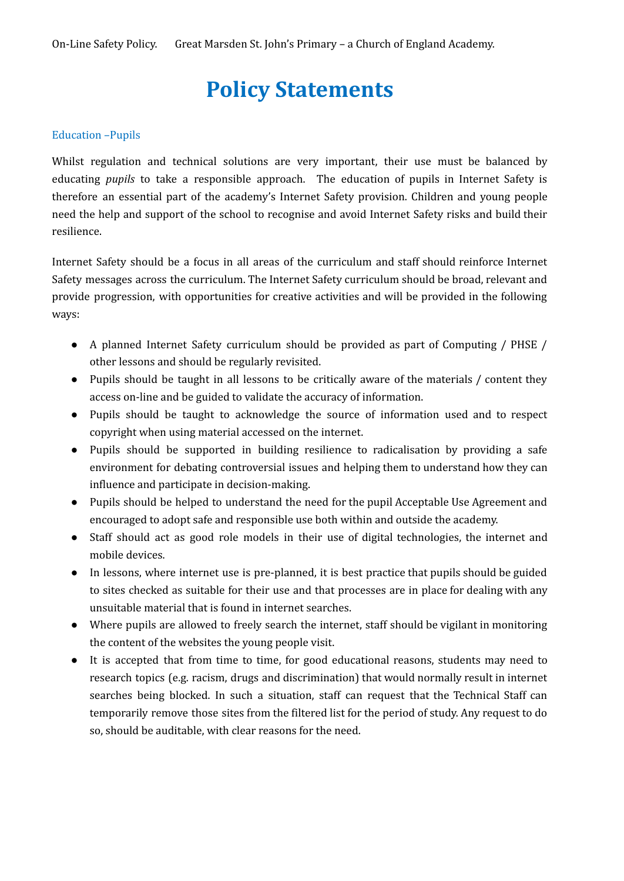# Policy Statements

### Education –Pupils

Whilst regulation and technical solutions are very important, their use must be balanced by educating *pupils* to take a responsible approach. The education of pupils in Internet Safety is therefore an essential part of the academy's Internet Safety provision. Children and young people need the help and support of the school to recognise and avoid Internet Safety risks and build their resilience.

Internet Safety should be a focus in all areas of the curriculum and staff should reinforce Internet Safety messages across the curriculum. The Internet Safety curriculum should be broad, relevant and provide progression, with opportunities for creative activities and will be provided in the following ways:

- A planned Internet Safety curriculum should be provided as part of Computing / PHSE / other lessons and should be regularly revisited.
- Pupils should be taught in all lessons to be critically aware of the materials / content they access on-line and be guided to validate the accuracy of information.
- Pupils should be taught to acknowledge the source of information used and to respect copyright when using material accessed on the internet.
- Pupils should be supported in building resilience to radicalisation by providing a safe environment for debating controversial issues and helping them to understand how they can influence and participate in decision-making.
- Pupils should be helped to understand the need for the pupil Acceptable Use Agreement and encouraged to adopt safe and responsible use both within and outside the academy.
- Staff should act as good role models in their use of digital technologies, the internet and mobile devices.
- In lessons, where internet use is pre-planned, it is best practice that pupils should be guided to sites checked as suitable for their use and that processes are in place for dealing with any unsuitable material that is found in internet searches.
- Where pupils are allowed to freely search the internet, staff should be vigilant in monitoring the content of the websites the young people visit.
- It is accepted that from time to time, for good educational reasons, students may need to research topics (e.g. racism, drugs and discrimination) that would normally result in internet searches being blocked. In such a situation, staff can request that the Technical Staff can temporarily remove those sites from the filtered list for the period of study. Any request to do so, should be auditable, with clear reasons for the need.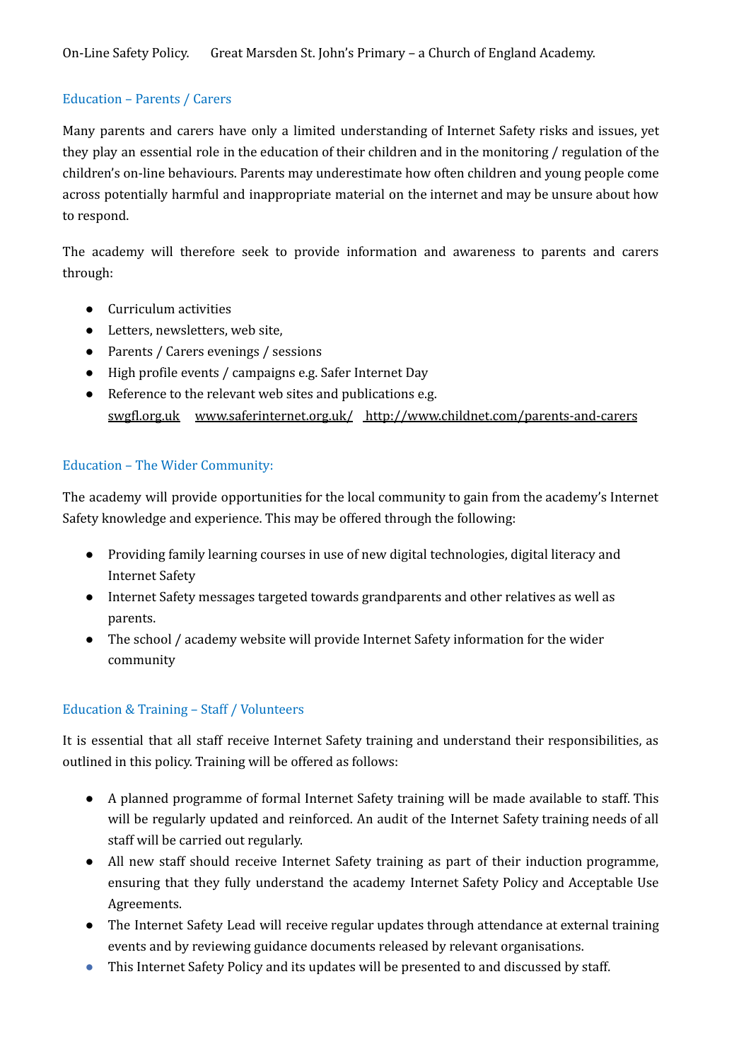## Education – Parents / Carers

Many parents and carers have only a limited understanding of Internet Safety risks and issues, yet they play an essential role in the education of their children and in the monitoring / regulation of the children's on-line behaviours. Parents may underestimate how often children and young people come across potentially harmful and inappropriate material on the internet and may be unsure about how to respond.

The academy will therefore seek to provide information and awareness to parents and carers through:

- Curriculum activities
- Letters, newsletters, web site,
- Parents / Carers evenings / sessions
- High profile events / campaigns e.g. Safer Internet Day
- Reference to the relevant web sites and publications e.g. swgfl.org.uk www.saferinternet.org.uk/ http://www.childnet.com/parents-and-carers

## Education – The Wider Community:

The academy will provide opportunities for the local community to gain from the academy's Internet Safety knowledge and experience. This may be offered through the following:

- Providing family learning courses in use of new digital technologies, digital literacy and Internet Safety
- Internet Safety messages targeted towards grandparents and other relatives as well as parents.
- The school / academy website will provide Internet Safety information for the wider community

## Education & Training – Staff / Volunteers

It is essential that all staff receive Internet Safety training and understand their responsibilities, as outlined in this policy. Training will be offered as follows:

- A planned programme of formal Internet Safety training will be made available to staff. This will be regularly updated and reinforced. An audit of the Internet Safety training needs of all staff will be carried out regularly.
- All new staff should receive Internet Safety training as part of their induction programme, ensuring that they fully understand the academy Internet Safety Policy and Acceptable Use Agreements.
- The Internet Safety Lead will receive regular updates through attendance at external training events and by reviewing guidance documents released by relevant organisations.
- This Internet Safety Policy and its updates will be presented to and discussed by staff.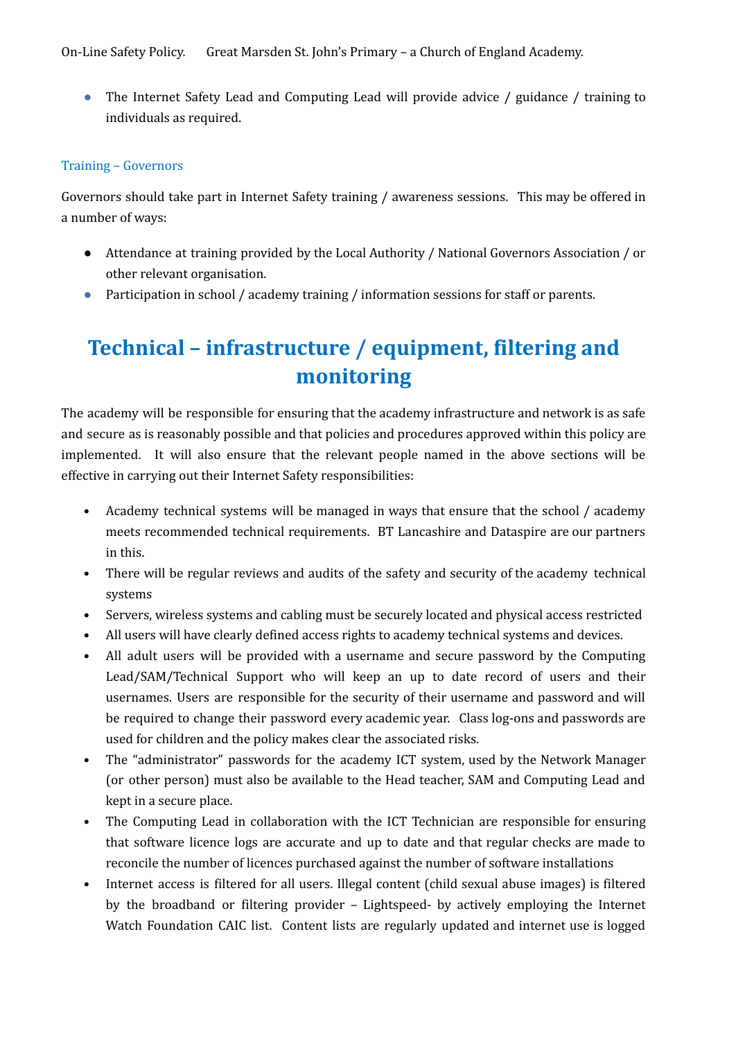- The Internet Safety Lead and Computing Lead will provide advice / guidance / training to individuals as required.

### Training – Governors

Governors should take part in Internet Safety training / awareness sessions.  This may be offered in a number of ways:

- Attendance at training provided by the Local Authority / National Governors Association / or other relevant organisation.
- Participation in school / academy training / information sessions for staff or parents.

# Technical – infrastructure / equipment, filtering and monitoring

The academy will be responsible for ensuring that the academy infrastructure and network is as safe and secure as is reasonably possible and that policies and procedures approved within this policy are implemented.  It will also ensure that the relevant people named in the above sections will be effective in carrying out their Internet Safety responsibilities:

- Academy technical systems will be managed in ways that ensure that the school / academy meets recommended technical requirements.  BT Lancashire and Dataspire are our partners in this.
- There will be regular reviews and audits of the safety and security of the academy technical systems
- Servers, wireless systems and cabling must be securely located and physical access restricted
- All users will have clearly defined access rights to academy technical systems and devices.
- All adult users will be provided with a username and secure password by the Computing Lead/SAM/Technical Support who will keep an up to date record of users and their usernames. Users are responsible for the security of their username and password and will be required to change their password every academic year.  Class log-ons and passwords are used for children and the policy makes clear the associated risks.
- The "administrator" passwords for the academy ICT system, used by the Network Manager (or other person) must also be available to the Head teacher, SAM and Computing Lead and kept in a secure place.
- The Computing Lead in collaboration with the ICT Technician are responsible for ensuring that software licence logs are accurate and up to date and that regular checks are made to reconcile the number of licences purchased against the number of software installations
- Internet access is filtered for all users. Illegal content (child sexual abuse images) is filtered by the broadband or filtering provider – Lightspeed- by actively employing the Internet Watch Foundation CAIC list.  Content lists are regularly updated and internet use is logged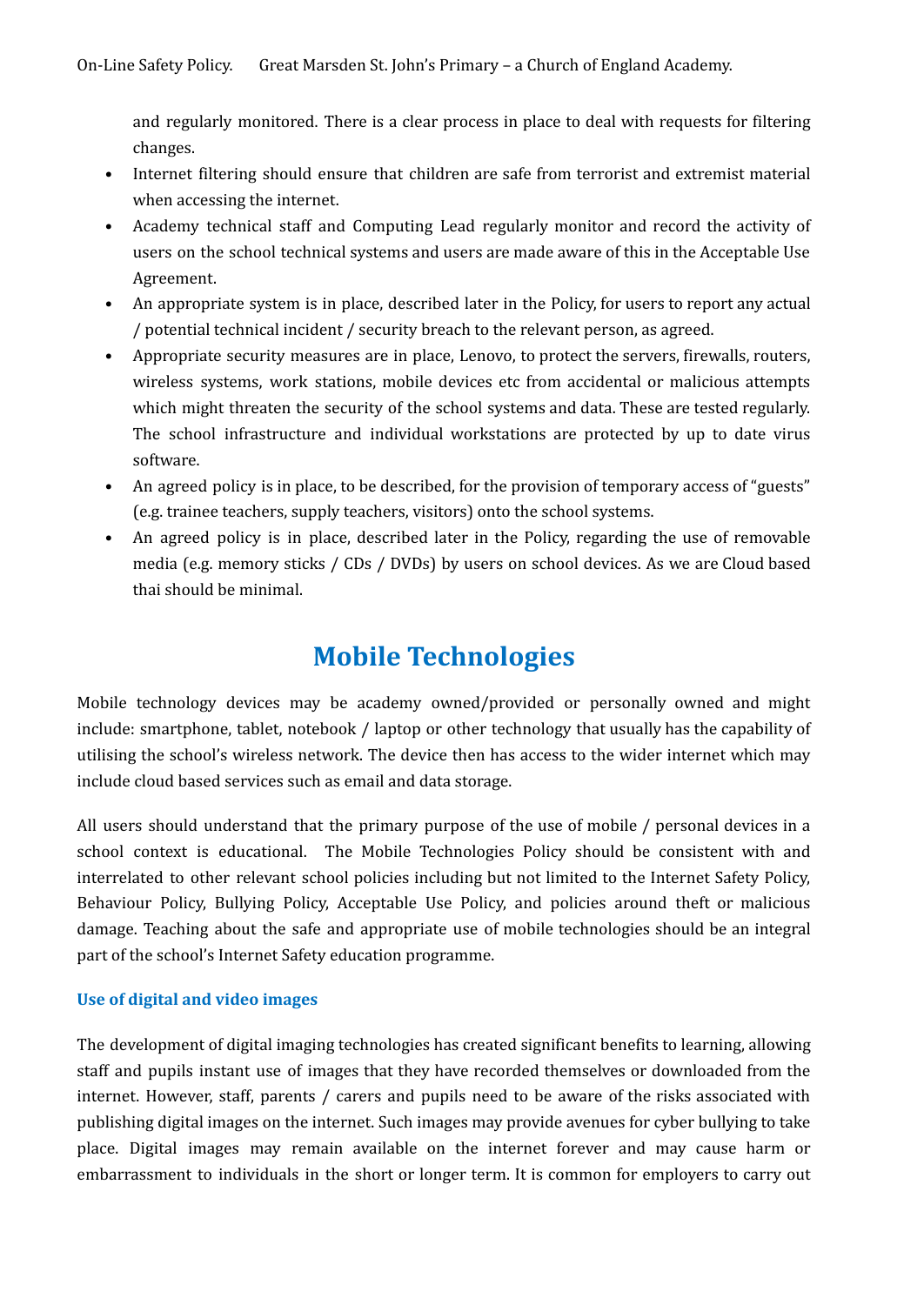and regularly monitored. There is a clear process in place to deal with requests for filtering changes.

- Internet filtering should ensure that children are safe from terrorist and extremist material when accessing the internet.
- Academy technical staff and Computing Lead regularly monitor and record the activity of users on the school technical systems and users are made aware of this in the Acceptable Use Agreement.
- An appropriate system is in place, described later in the Policy, for users to report any actual / potential technical incident / security breach to the relevant person, as agreed.
- Appropriate security measures are in place, Lenovo, to protect the servers, firewalls, routers, wireless systems, work stations, mobile devices etc from accidental or malicious attempts which might threaten the security of the school systems and data. These are tested regularly. The school infrastructure and individual workstations are protected by up to date virus software.
- An agreed policy is in place, to be described, for the provision of temporary access of "guests" (e.g. trainee teachers, supply teachers, visitors) onto the school systems.
- An agreed policy is in place, described later in the Policy, regarding the use of removable media (e.g. memory sticks / CDs / DVDs) by users on school devices. As we are Cloud based thai should be minimal.

# Mobile Technologies

Mobile technology devices may be academy owned/provided or personally owned and might include: smartphone, tablet, notebook / laptop or other technology that usually has the capability of utilising the school's wireless network. The device then has access to the wider internet which may include cloud based services such as email and data storage.

All users should understand that the primary purpose of the use of mobile / personal devices in a school context is educational. The Mobile Technologies Policy should be consistent with and interrelated to other relevant school policies including but not limited to the Internet Safety Policy, Behaviour Policy, Bullying Policy, Acceptable Use Policy, and policies around theft or malicious damage. Teaching about the safe and appropriate use of mobile technologies should be an integral part of the school's Internet Safety education programme.

### Use of digital and video images

The development of digital imaging technologies has created significant benefits to learning, allowing staff and pupils instant use of images that they have recorded themselves or downloaded from the internet. However, staff, parents / carers and pupils need to be aware of the risks associated with publishing digital images on the internet. Such images may provide avenues for cyber bullying to take place. Digital images may remain available on the internet forever and may cause harm or embarrassment to individuals in the short or longer term. It is common for employers to carry out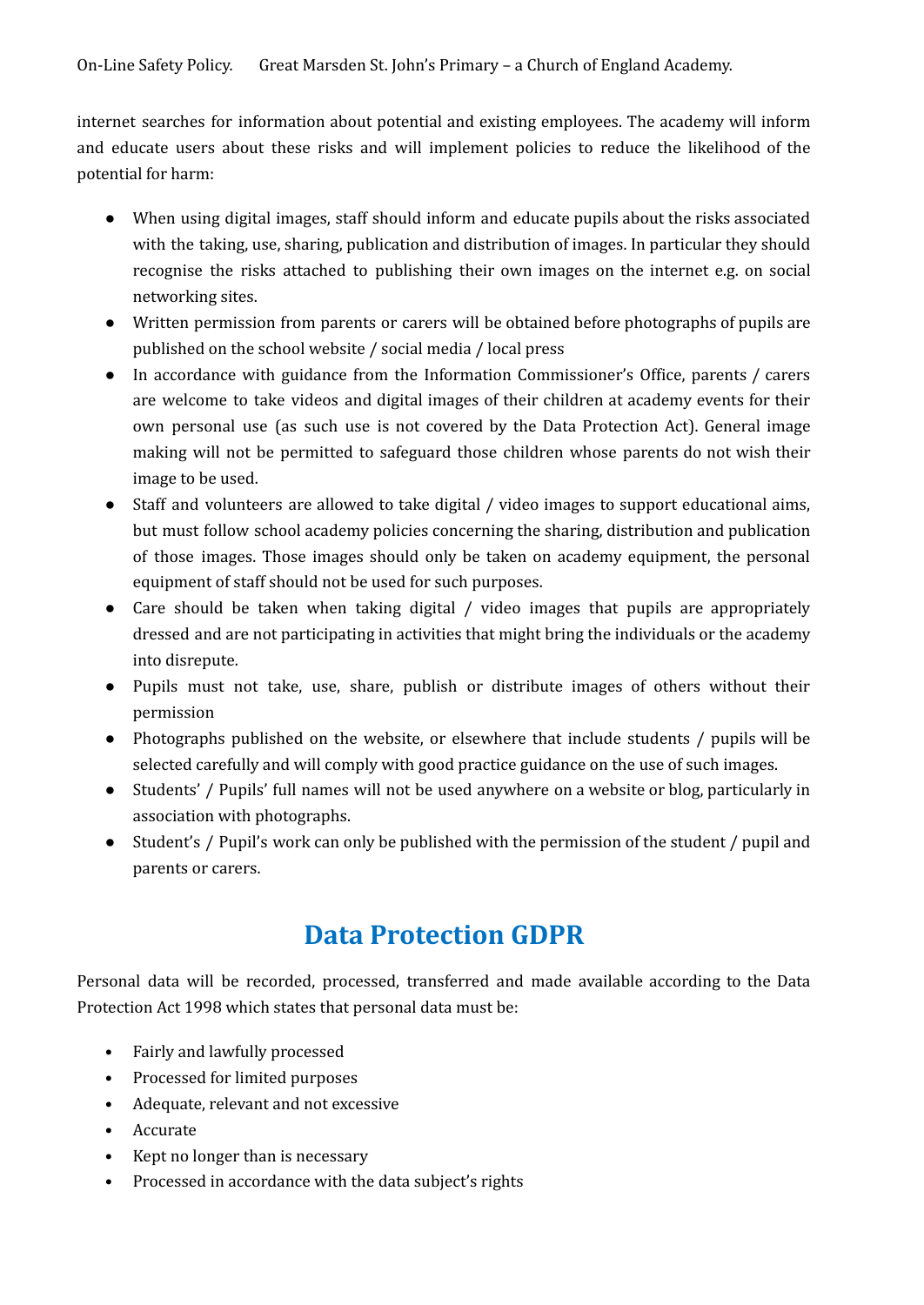internet searches for information about potential and existing employees. The academy will inform and educate users about these risks and will implement policies to reduce the likelihood of the potential for harm:

- When using digital images, staff should inform and educate pupils about the risks associated with the taking, use, sharing, publication and distribution of images. In particular they should recognise the risks attached to publishing their own images on the internet e.g. on social networking sites.
- Written permission from parents or carers will be obtained before photographs of pupils are published on the school website / social media / local press
- In accordance with guidance from the Information Commissioner's Office, parents / carers are welcome to take videos and digital images of their children at academy events for their own personal use (as such use is not covered by the Data Protection Act). General image making will not be permitted to safeguard those children whose parents do not wish their image to be used.
- Staff and volunteers are allowed to take digital / video images to support educational aims, but must follow school academy policies concerning the sharing, distribution and publication of those images. Those images should only be taken on academy equipment, the personal equipment of staff should not be used for such purposes.
- Care should be taken when taking digital / video images that pupils are appropriately dressed and are not participating in activities that might bring the individuals or the academy into disrepute.
- Pupils must not take, use, share, publish or distribute images of others without their permission
- Photographs published on the website, or elsewhere that include students / pupils will be selected carefully and will comply with good practice guidance on the use of such images.
- Students' / Pupils' full names will not be used anywhere on a website or blog, particularly in association with photographs.
- Student's / Pupil's work can only be published with the permission of the student / pupil and parents or carers.

## Data Protection GDPR

Personal data will be recorded, processed, transferred and made available according to the Data Protection Act 1998 which states that personal data must be:

- Fairly and lawfully processed
- Processed for limited purposes
- Adequate, relevant and not excessive
- Accurate
- Kept no longer than is necessary
- Processed in accordance with the data subject's rights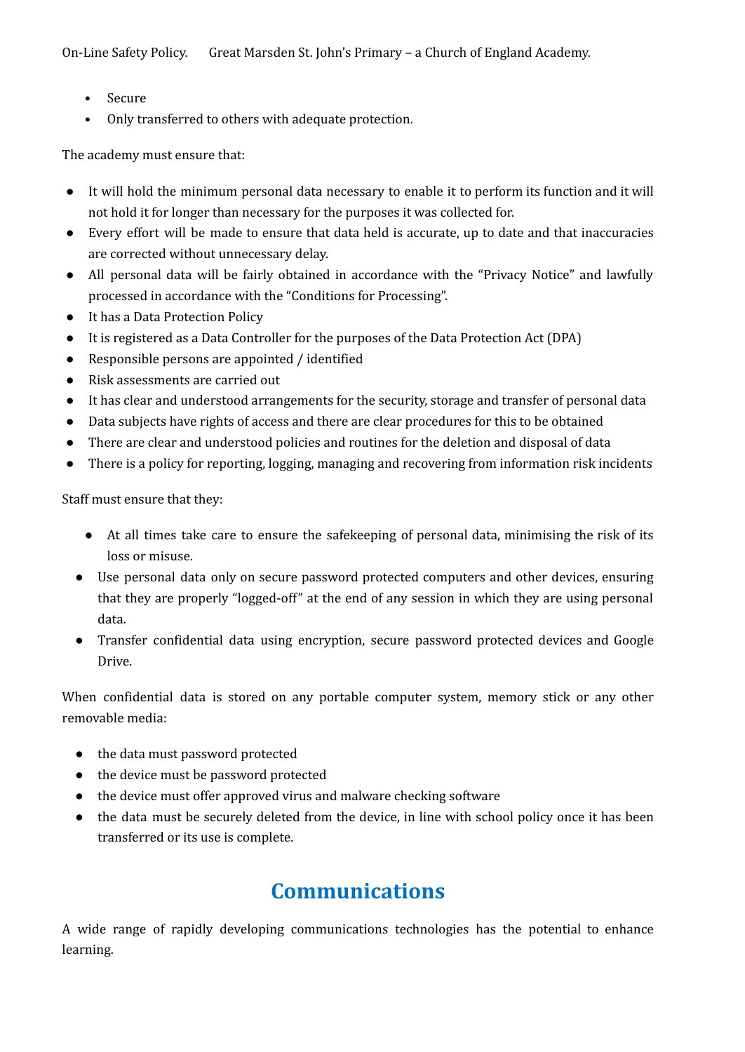- Secure
- Only transferred to others with adequate protection.

The academy must ensure that:

- It will hold the minimum personal data necessary to enable it to perform its function and it will not hold it for longer than necessary for the purposes it was collected for.
- Every effort will be made to ensure that data held is accurate, up to date and that inaccuracies are corrected without unnecessary delay.
- All personal data will be fairly obtained in accordance with the "Privacy Notice" and lawfully processed in accordance with the "Conditions for Processing".
- It has a Data Protection Policy
- It is registered as a Data Controller for the purposes of the Data Protection Act (DPA)
- Responsible persons are appointed / identified
- Risk assessments are carried out
- It has clear and understood arrangements for the security, storage and transfer of personal data
- Data subjects have rights of access and there are clear procedures for this to be obtained
- There are clear and understood policies and routines for the deletion and disposal of data
- There is a policy for reporting, logging, managing and recovering from information risk incidents

Staff must ensure that they:

- At all times take care to ensure the safekeeping of personal data, minimising the risk of its loss or misuse.
- Use personal data only on secure password protected computers and other devices, ensuring that they are properly "logged-off" at the end of any session in which they are using personal data.
- Transfer confidential data using encryption, secure password protected devices and Google Drive.

When confidential data is stored on any portable computer system, memory stick or any other removable media:

- the data must password protected
- the device must be password protected
- the device must offer approved virus and malware checking software
- the data must be securely deleted from the device, in line with school policy once it has been transferred or its use is complete.

## Communications

A wide range of rapidly developing communications technologies has the potential to enhance learning.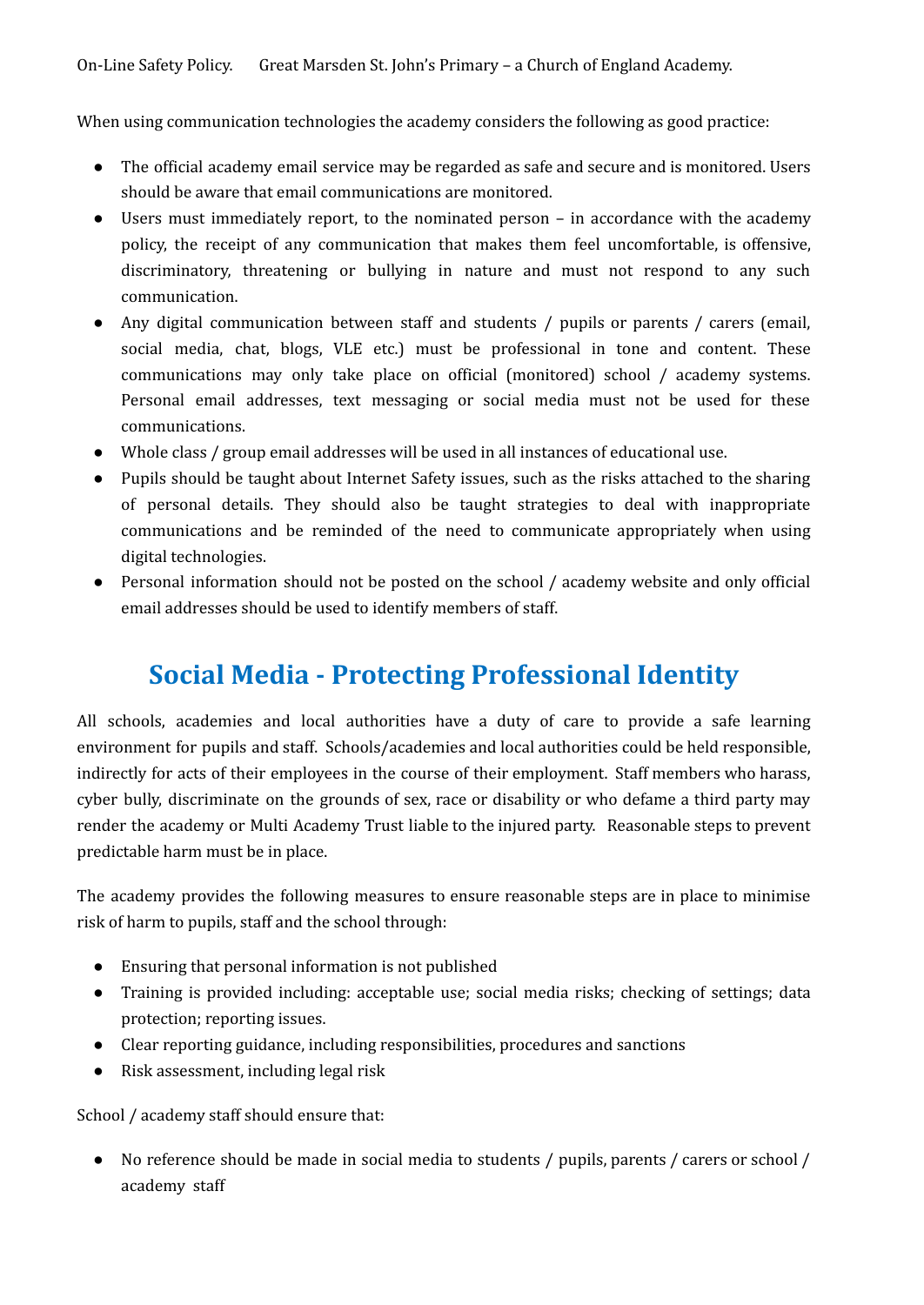When using communication technologies the academy considers the following as good practice:

- The official academy email service may be regarded as safe and secure and is monitored. Users should be aware that email communications are monitored.
- Users must immediately report, to the nominated person – in accordance with the academy policy, the receipt of any communication that makes them feel uncomfortable, is offensive, discriminatory, threatening or bullying in nature and must not respond to any such communication.
- Any digital communication between staff and students / pupils or parents / carers (email, social media, chat, blogs, VLE etc.) must be professional in tone and content. These communications may only take place on official (monitored) school / academy systems. Personal email addresses, text messaging or social media must not be used for these communications.
- Whole class / group email addresses will be used in all instances of educational use.
- Pupils should be taught about Internet Safety issues, such as the risks attached to the sharing of personal details. They should also be taught strategies to deal with inappropriate communications and be reminded of the need to communicate appropriately when using digital technologies.
- Personal information should not be posted on the school / academy website and only official email addresses should be used to identify members of staff.

## Social Media - Protecting Professional Identity

All schools, academies and local authorities have a duty of care to provide a safe learning environment for pupils and staff. Schools/academies and local authorities could be held responsible, indirectly for acts of their employees in the course of their employment. Staff members who harass, cyber bully, discriminate on the grounds of sex, race or disability or who defame a third party may render the academy or Multi Academy Trust liable to the injured party. Reasonable steps to prevent predictable harm must be in place.

The academy provides the following measures to ensure reasonable steps are in place to minimise risk of harm to pupils, staff and the school through:

- Ensuring that personal information is not published
- Training is provided including: acceptable use; social media risks; checking of settings; data protection; reporting issues.
- Clear reporting guidance, including responsibilities, procedures and sanctions
- Risk assessment, including legal risk

School / academy staff should ensure that:

- No reference should be made in social media to students / pupils, parents / carers or school / academy staff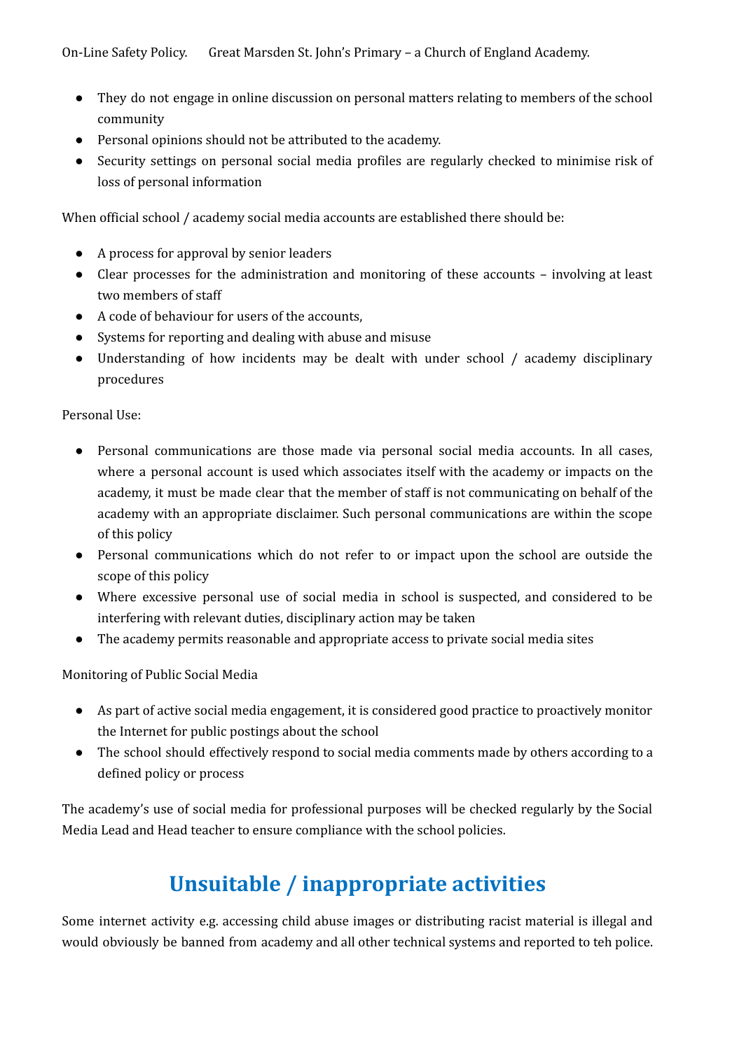- They do not engage in online discussion on personal matters relating to members of the school community
- Personal opinions should not be attributed to the academy.
- Security settings on personal social media profiles are regularly checked to minimise risk of loss of personal information

When official school / academy social media accounts are established there should be:

- A process for approval by senior leaders
- Clear processes for the administration and monitoring of these accounts – involving at least two members of staff
- A code of behaviour for users of the accounts,
- Systems for reporting and dealing with abuse and misuse
- Understanding of how incidents may be dealt with under school / academy disciplinary procedures

Personal Use:

- Personal communications are those made via personal social media accounts. In all cases, where a personal account is used which associates itself with the academy or impacts on the academy, it must be made clear that the member of staff is not communicating on behalf of the academy with an appropriate disclaimer. Such personal communications are within the scope of this policy
- Personal communications which do not refer to or impact upon the school are outside the scope of this policy
- Where excessive personal use of social media in school is suspected, and considered to be interfering with relevant duties, disciplinary action may be taken
- The academy permits reasonable and appropriate access to private social media sites

Monitoring of Public Social Media

- As part of active social media engagement, it is considered good practice to proactively monitor the Internet for public postings about the school
- The school should effectively respond to social media comments made by others according to a defined policy or process

The academy's use of social media for professional purposes will be checked regularly by the Social Media Lead and Head teacher to ensure compliance with the school policies.

## Unsuitable / inappropriate activities

Some internet activity e.g. accessing child abuse images or distributing racist material is illegal and would obviously be banned from academy and all other technical systems and reported to teh police.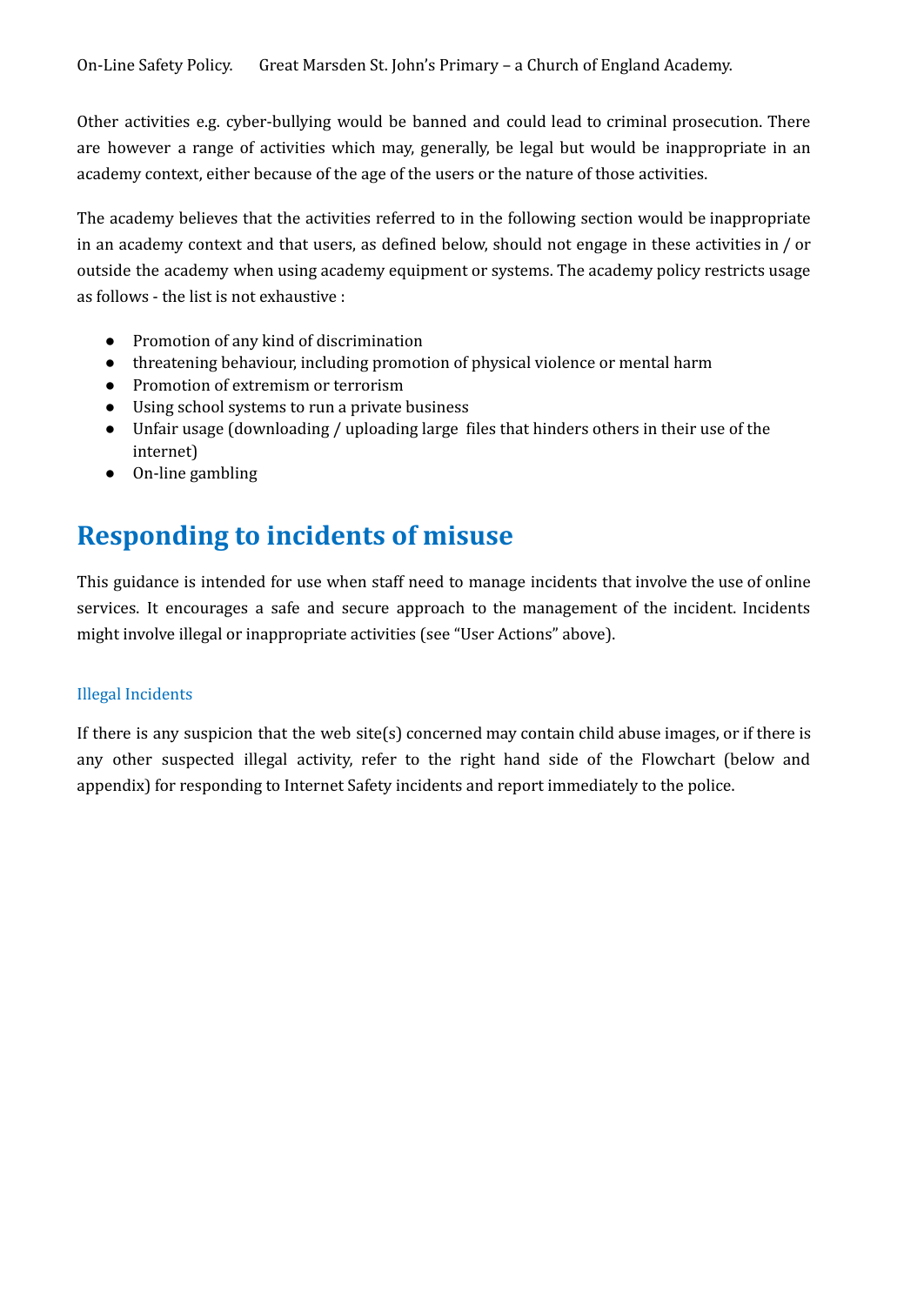Other activities e.g. cyber-bullying would be banned and could lead to criminal prosecution. There are however a range of activities which may, generally, be legal but would be inappropriate in an academy context, either because of the age of the users or the nature of those activities.

The academy believes that the activities referred to in the following section would be inappropriate in an academy context and that users, as defined below, should not engage in these activities in / or outside the academy when using academy equipment or systems. The academy policy restricts usage as follows - the list is not exhaustive :

- Promotion of any kind of discrimination
- threatening behaviour, including promotion of physical violence or mental harm
- Promotion of extremism or terrorism
- Using school systems to run a private business
- Unfair usage (downloading / uploading large files that hinders others in their use of the internet)
- On-line gambling

## Responding to incidents of misuse

This guidance is intended for use when staff need to manage incidents that involve the use of online services. It encourages a safe and secure approach to the management of the incident. Incidents might involve illegal or inappropriate activities (see "User Actions" above).

### Illegal Incidents

If there is any suspicion that the web site(s) concerned may contain child abuse images, or if there is any other suspected illegal activity, refer to the right hand side of the Flowchart (below and appendix) for responding to Internet Safety incidents and report immediately to the police.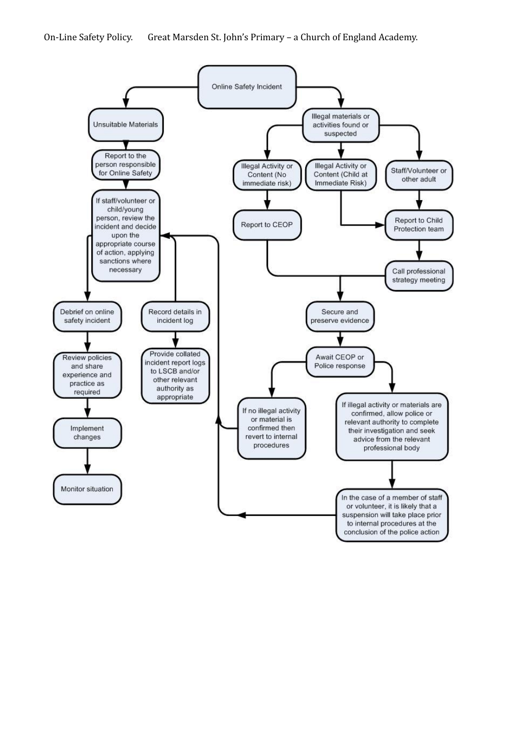**Online Safety Incident**

- **Unsuitable Materials**
  - Report to the person responsible for Online Safety
  - If staff/volunteer or child/young person, review the incident and decide upon the appropriate course of action, applying sanctions where necessary
    - Debrief on online safety incident
      - Review policies and share experience and practice as required
      - Implement changes
      - Monitor situation
    - Record details in incident log
      - Provide collated incident report logs to LSCB and/or other relevant authority as appropriate

- **Illegal materials or activities found or suspected**
  - Illegal Activity or Content (No immediate risk)
    - Report to CEOP
  - Illegal Activity or Content (Child at Immediate Risk)
    - Report to Child Protection team
  - Staff/Volunteer or other adult
    - Report to Child Protection team
    - Call professional strategy meeting
  - Secure and preserve evidence
  - Await CEOP or Police response
    - If no illegal activity or material is confirmed then revert to internal procedures
    - If illegal activity or materials are confirmed, allow police or relevant authority to complete their investigation and seek advice from the relevant professional body
      - In the case of a member of staff or volunteer, it is likely that a suspension will take place prior to internal procedures at the conclusion of the police action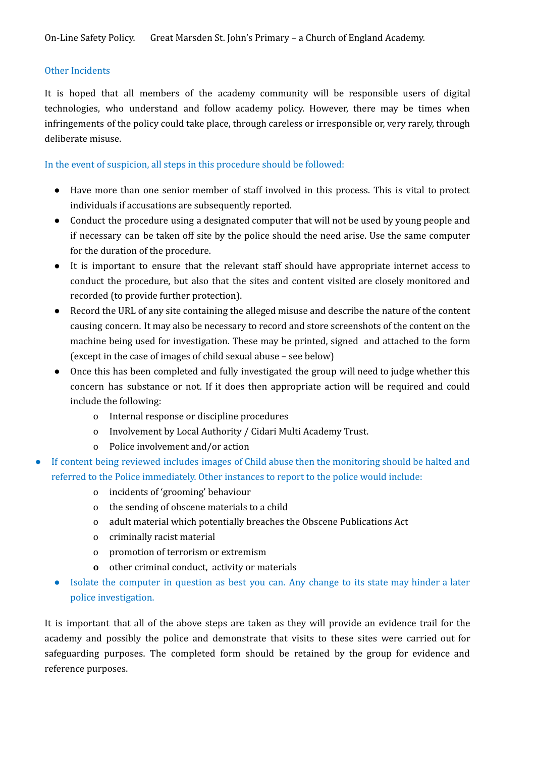### Other Incidents

It is hoped that all members of the academy community will be responsible users of digital technologies, who understand and follow academy policy. However, there may be times when infringements of the policy could take place, through careless or irresponsible or, very rarely, through deliberate misuse.

In the event of suspicion, all steps in this procedure should be followed:

- Have more than one senior member of staff involved in this process. This is vital to protect individuals if accusations are subsequently reported.
- Conduct the procedure using a designated computer that will not be used by young people and if necessary can be taken off site by the police should the need arise. Use the same computer for the duration of the procedure.
- It is important to ensure that the relevant staff should have appropriate internet access to conduct the procedure, but also that the sites and content visited are closely monitored and recorded (to provide further protection).
- Record the URL of any site containing the alleged misuse and describe the nature of the content causing concern. It may also be necessary to record and store screenshots of the content on the machine being used for investigation. These may be printed, signed and attached to the form (except in the case of images of child sexual abuse – see below)
- Once this has been completed and fully investigated the group will need to judge whether this concern has substance or not. If it does then appropriate action will be required and could include the following:
  - Internal response or discipline procedures
  - Involvement by Local Authority / Cidari Multi Academy Trust.
  - Police involvement and/or action
- If content being reviewed includes images of Child abuse then the monitoring should be halted and referred to the Police immediately. Other instances to report to the police would include:
  - incidents of 'grooming' behaviour
  - the sending of obscene materials to a child
  - adult material which potentially breaches the Obscene Publications Act
  - criminally racist material
  - promotion of terrorism or extremism
  - other criminal conduct, activity or materials
- Isolate the computer in question as best you can. Any change to its state may hinder a later police investigation.

It is important that all of the above steps are taken as they will provide an evidence trail for the academy and possibly the police and demonstrate that visits to these sites were carried out for safeguarding purposes. The completed form should be retained by the group for evidence and reference purposes.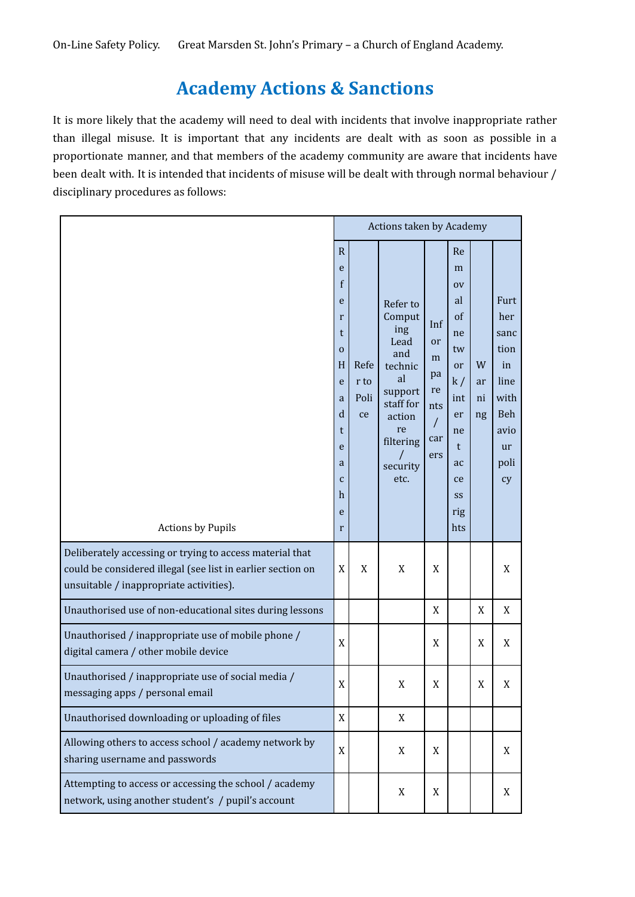# Academy Actions & Sanctions

It is more likely that the academy will need to deal with incidents that involve inappropriate rather than illegal misuse. It is important that any incidents are dealt with as soon as possible in a proportionate manner, and that members of the academy community are aware that incidents have been dealt with. It is intended that incidents of misuse will be dealt with through normal behaviour / disciplinary procedures as follows:

| | Actions taken by Academy | | | | | | |
|---|---|---|---|---|---|---|---|
| Actions by Pupils | Refer to Head teacher | Refer to Police | Refer to Computing Lead and technical support staff for action re filtering / security etc. | Inform parents / carers | Removal of network / internet access rights | Warning | Further sanction in line with Behaviour policy |
| Deliberately accessing or trying to access material that could be considered illegal (see list in earlier section on unsuitable / inappropriate activities). | X | X | X | X | | | X |
| Unauthorised use of non-educational sites during lessons | | | | X | | X | X |
| Unauthorised / inappropriate use of mobile phone / digital camera / other mobile device | X | | | X | | X | X |
| Unauthorised / inappropriate use of social media / messaging apps / personal email | X | | X | X | | X | X |
| Unauthorised downloading or uploading of files | X | | X | | | | |
| Allowing others to access school / academy network by sharing username and passwords | X | | X | X | | | X |
| Attempting to access or accessing the school / academy network, using another student's / pupil's account | | | X | X | | | X |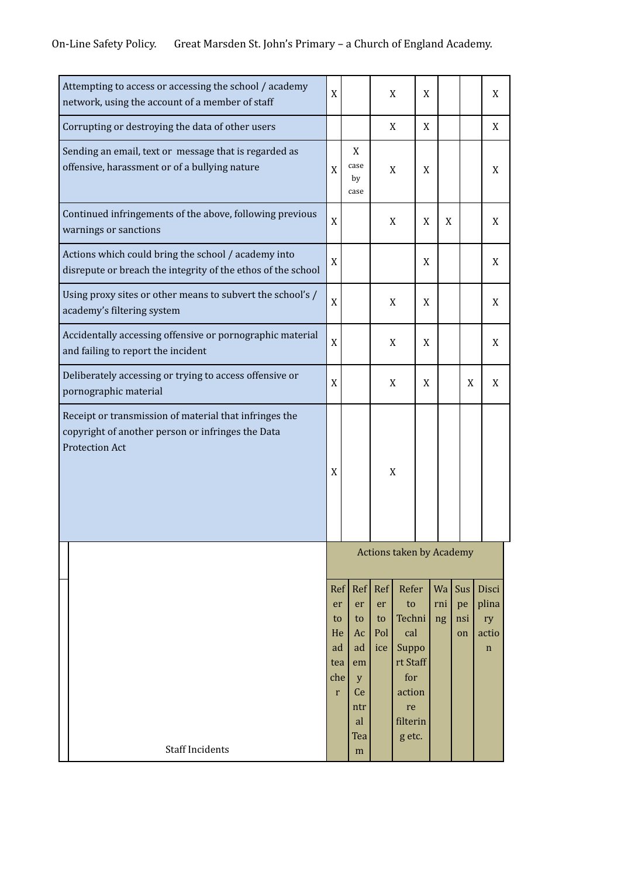| | | | | | | | |
|---|---|---|---|---|---|---|---|
| Attempting to access or accessing the school / academy network, using the account of a member of staff | X | | X | X | | | X |
| Corrupting or destroying the data of other users | | | X | X | | | X |
| Sending an email, text or message that is regarded as offensive, harassment or of a bullying nature | X | X case by case | X | X | | | X |
| Continued infringements of the above, following previous warnings or sanctions | X | | X | X | X | | X |
| Actions which could bring the school / academy into disrepute or breach the integrity of the ethos of the school | X | | | X | | | X |
| Using proxy sites or other means to subvert the school's / academy's filtering system | X | | X | X | | | X |
| Accidentally accessing offensive or pornographic material and failing to report the incident | X | | X | X | | | X |
| Deliberately accessing or trying to access offensive or pornographic material | X | | X | X | | X | X |
| Receipt or transmission of material that infringes the copyright of another person or infringes the Data Protection Act | X | | X | | | | |

| Staff Incidents | Actions taken by Academy | | | | | | |
|---|---|---|---|---|---|---|---|
| | Refer to Headteacher | Refer to Academy Central Team | Refer to Police | Refer to Technical Support Staff for action re filtering etc. | Warning | Suspension | Disciplinary action |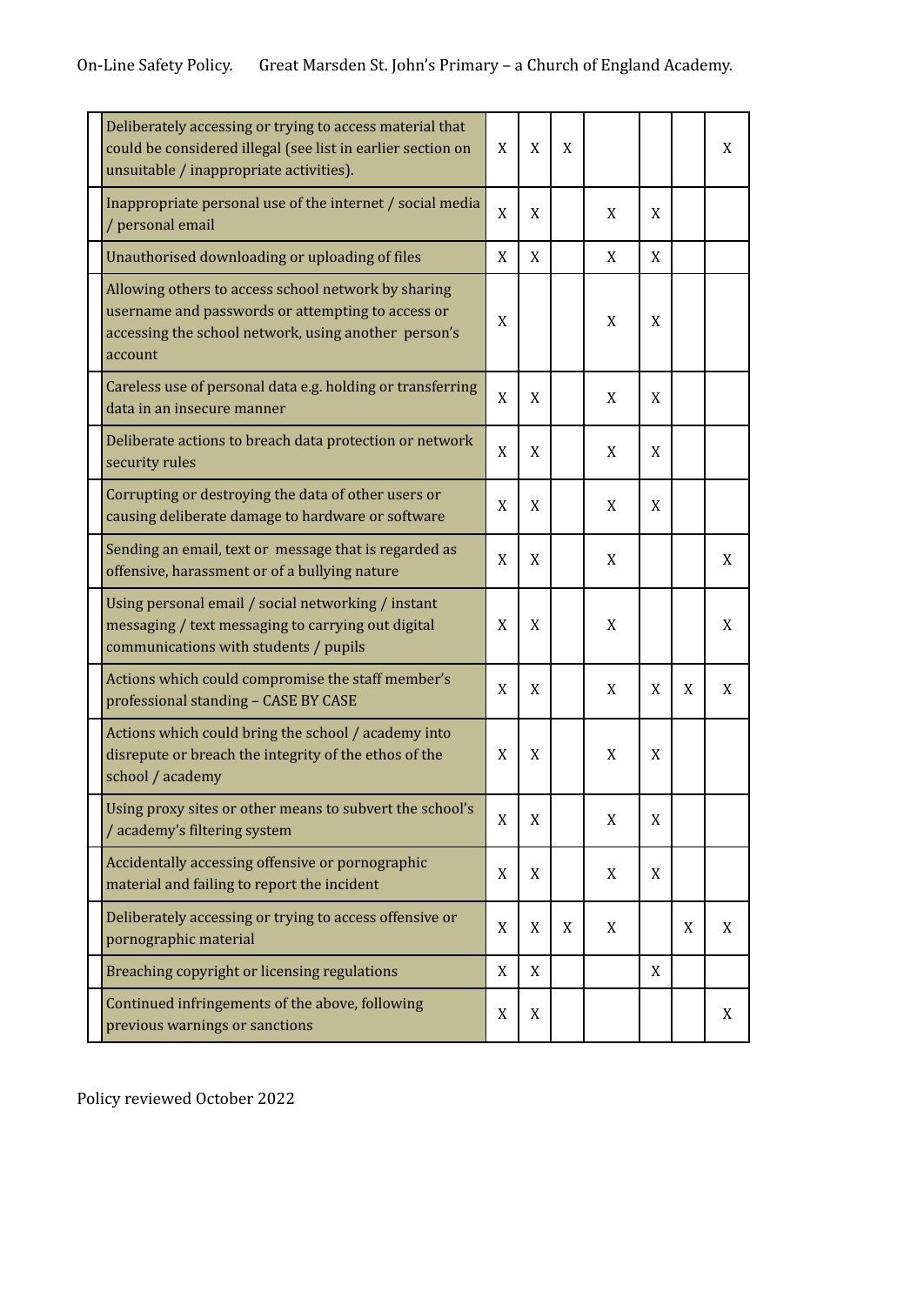| | | | | | | | |
|---|---|---|---|---|---|---|---|
| Deliberately accessing or trying to access material that could be considered illegal (see list in earlier section on unsuitable / inappropriate activities). | X | X | X | | | | X |
| Inappropriate personal use of the internet / social media / personal email | X | X | | X | X | | |
| Unauthorised downloading or uploading of files | X | X | | X | X | | |
| Allowing others to access school network by sharing username and passwords or attempting to access or accessing the school network, using another person's account | X | | | X | X | | |
| Careless use of personal data e.g. holding or transferring data in an insecure manner | X | X | | X | X | | |
| Deliberate actions to breach data protection or network security rules | X | X | | X | X | | |
| Corrupting or destroying the data of other users or causing deliberate damage to hardware or software | X | X | | X | X | | |
| Sending an email, text or message that is regarded as offensive, harassment or of a bullying nature | X | X | | X | | | X |
| Using personal email / social networking / instant messaging / text messaging to carrying out digital communications with students / pupils | X | X | | X | | | X |
| Actions which could compromise the staff member's professional standing – CASE BY CASE | X | X | | X | X | X | X |
| Actions which could bring the school / academy into disrepute or breach the integrity of the ethos of the school / academy | X | X | | X | X | | |
| Using proxy sites or other means to subvert the school's / academy's filtering system | X | X | | X | X | | |
| Accidentally accessing offensive or pornographic material and failing to report the incident | X | X | | X | X | | |
| Deliberately accessing or trying to access offensive or pornographic material | X | X | X | X | | X | X |
| Breaching copyright or licensing regulations | X | X | | | X | | |
| Continued infringements of the above, following previous warnings or sanctions | X | X | | | | | X |

Policy reviewed October 2022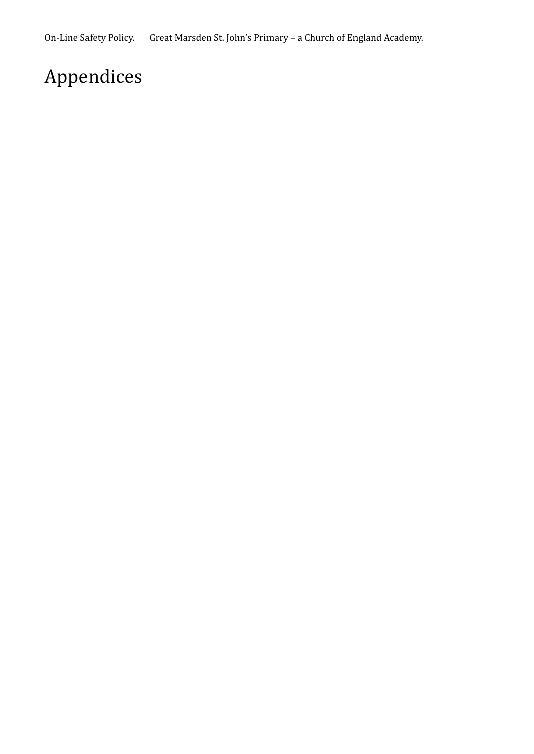# Appendices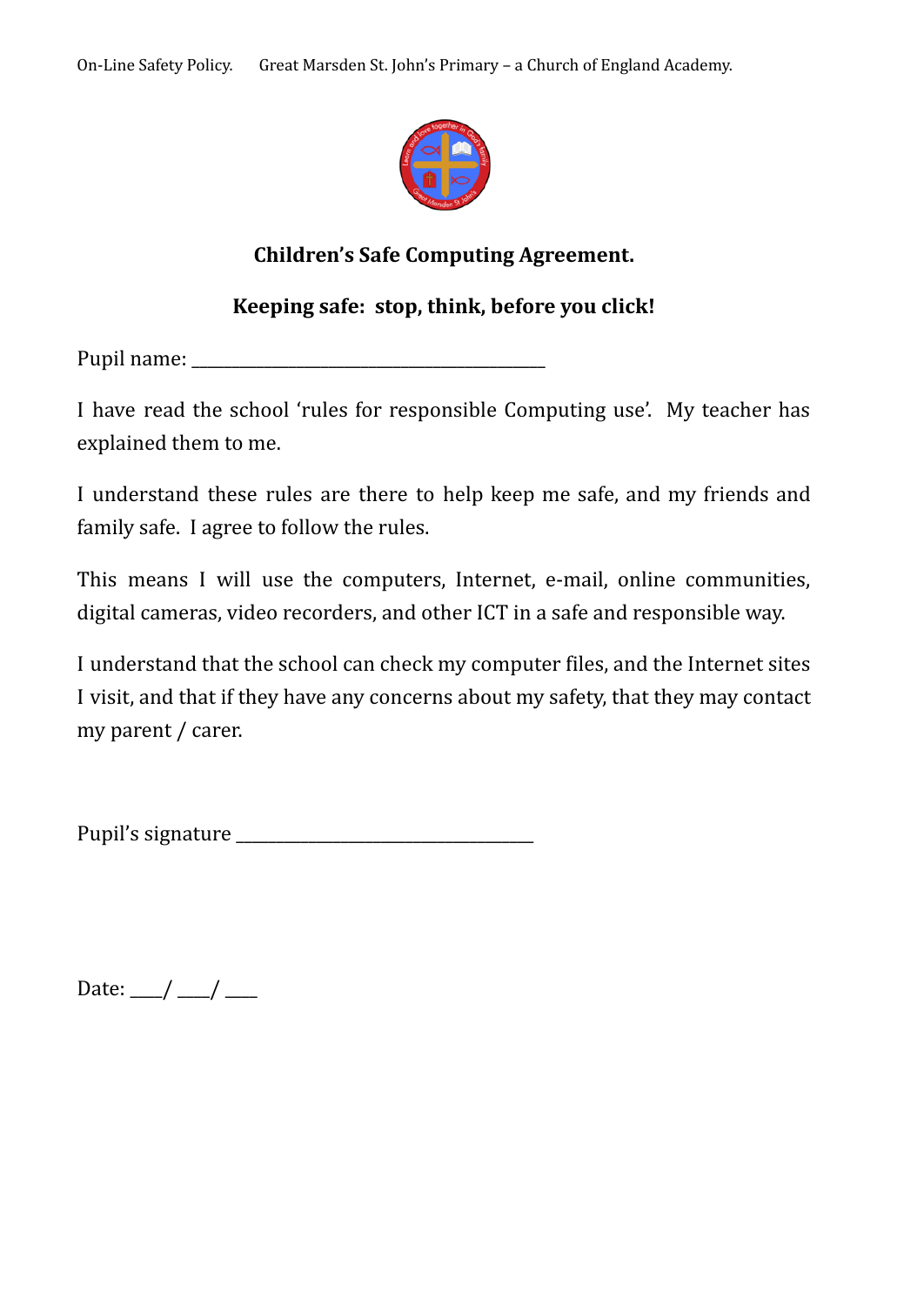**Children's Safe Computing Agreement.**

**Keeping safe: stop, think, before you click!**

Pupil name: ________________________________________

I have read the school 'rules for responsible Computing use'. My teacher has explained them to me.

I understand these rules are there to help keep me safe, and my friends and family safe. I agree to follow the rules.

This means I will use the computers, Internet, e-mail, online communities, digital cameras, video recorders, and other ICT in a safe and responsible way.

I understand that the school can check my computer files, and the Internet sites I visit, and that if they have any concerns about my safety, that they may contact my parent / carer.

Pupil's signature _________________________________

Date: ____/ ____/ ____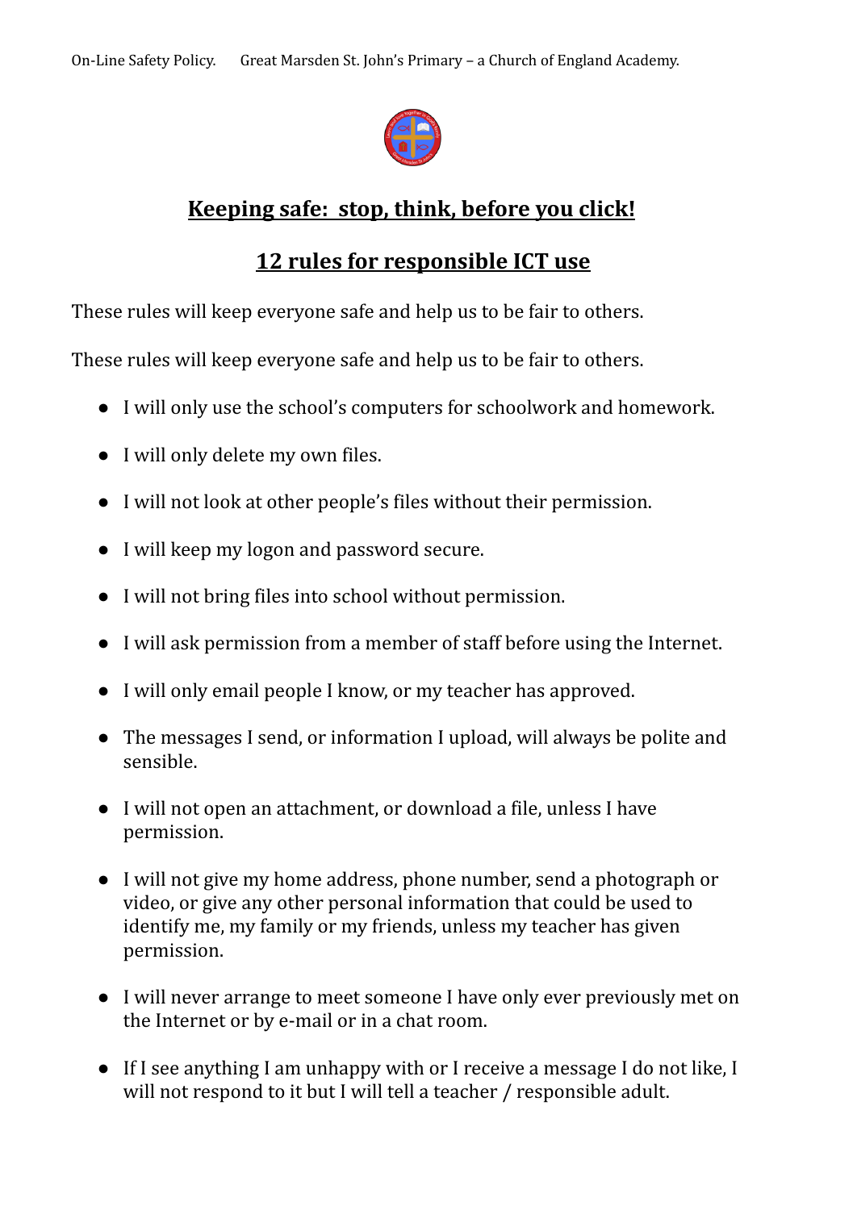## Keeping safe: stop, think, before you click!

## 12 rules for responsible ICT use

These rules will keep everyone safe and help us to be fair to others.

These rules will keep everyone safe and help us to be fair to others.

- I will only use the school's computers for schoolwork and homework.
- I will only delete my own files.
- I will not look at other people's files without their permission.
- I will keep my logon and password secure.
- I will not bring files into school without permission.
- I will ask permission from a member of staff before using the Internet.
- I will only email people I know, or my teacher has approved.
- The messages I send, or information I upload, will always be polite and sensible.
- I will not open an attachment, or download a file, unless I have permission.
- I will not give my home address, phone number, send a photograph or video, or give any other personal information that could be used to identify me, my family or my friends, unless my teacher has given permission.
- I will never arrange to meet someone I have only ever previously met on the Internet or by e-mail or in a chat room.
- If I see anything I am unhappy with or I receive a message I do not like, I will not respond to it but I will tell a teacher / responsible adult.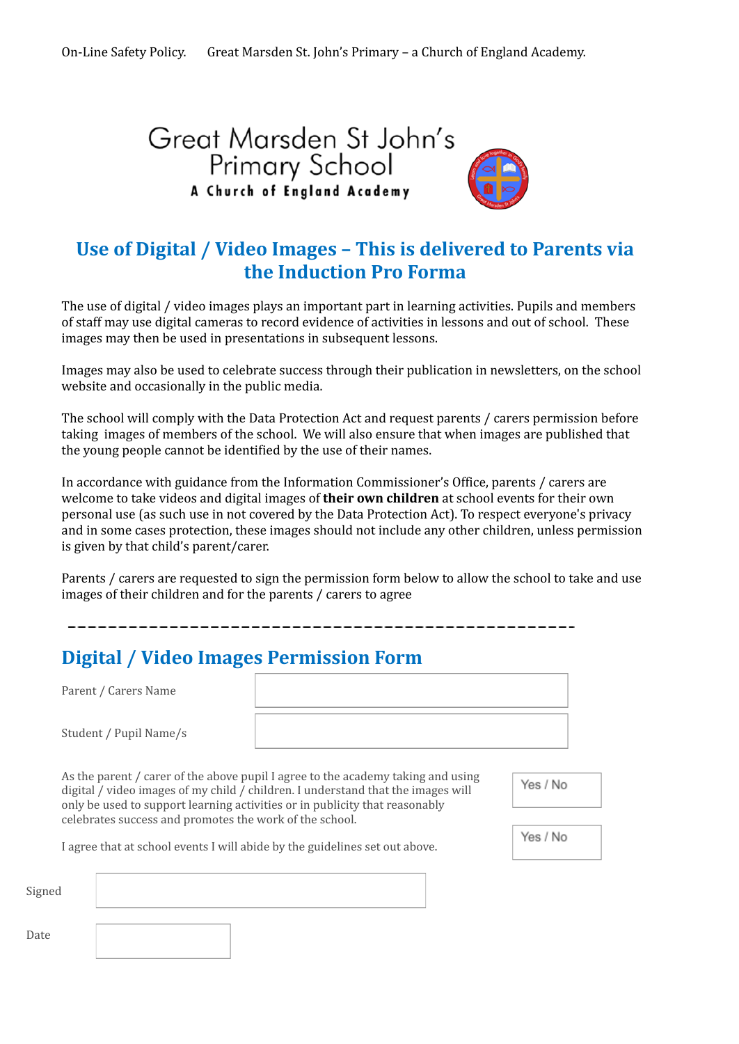Great Marsden St John's Primary School

A Church of England Academy

## Use of Digital / Video Images – This is delivered to Parents via the Induction Pro Forma

The use of digital / video images plays an important part in learning activities. Pupils and members of staff may use digital cameras to record evidence of activities in lessons and out of school. These images may then be used in presentations in subsequent lessons.

Images may also be used to celebrate success through their publication in newsletters, on the school website and occasionally in the public media.

The school will comply with the Data Protection Act and request parents / carers permission before taking images of members of the school. We will also ensure that when images are published that the young people cannot be identified by the use of their names.

In accordance with guidance from the Information Commissioner's Office, parents / carers are welcome to take videos and digital images of **their own children** at school events for their own personal use (as such use in not covered by the Data Protection Act). To respect everyone's privacy and in some cases protection, these images should not include any other children, unless permission is given by that child's parent/carer.

Parents / carers are requested to sign the permission form below to allow the school to take and use images of their children and for the parents / carers to agree

---

## Digital / Video Images Permission Form

| | |
|---|---|
| Parent / Carers Name | |
| Student / Pupil Name/s | |

| | |
|---|---|
| As the parent / carer of the above pupil I agree to the academy taking and using digital / video images of my child / children. I understand that the images will only be used to support learning activities or in publicity that reasonably celebrates success and promotes the work of the school. | Yes / No |
| I agree that at school events I will abide by the guidelines set out above. | Yes / No |

| | |
|---|---|
| Signed | |
| Date | |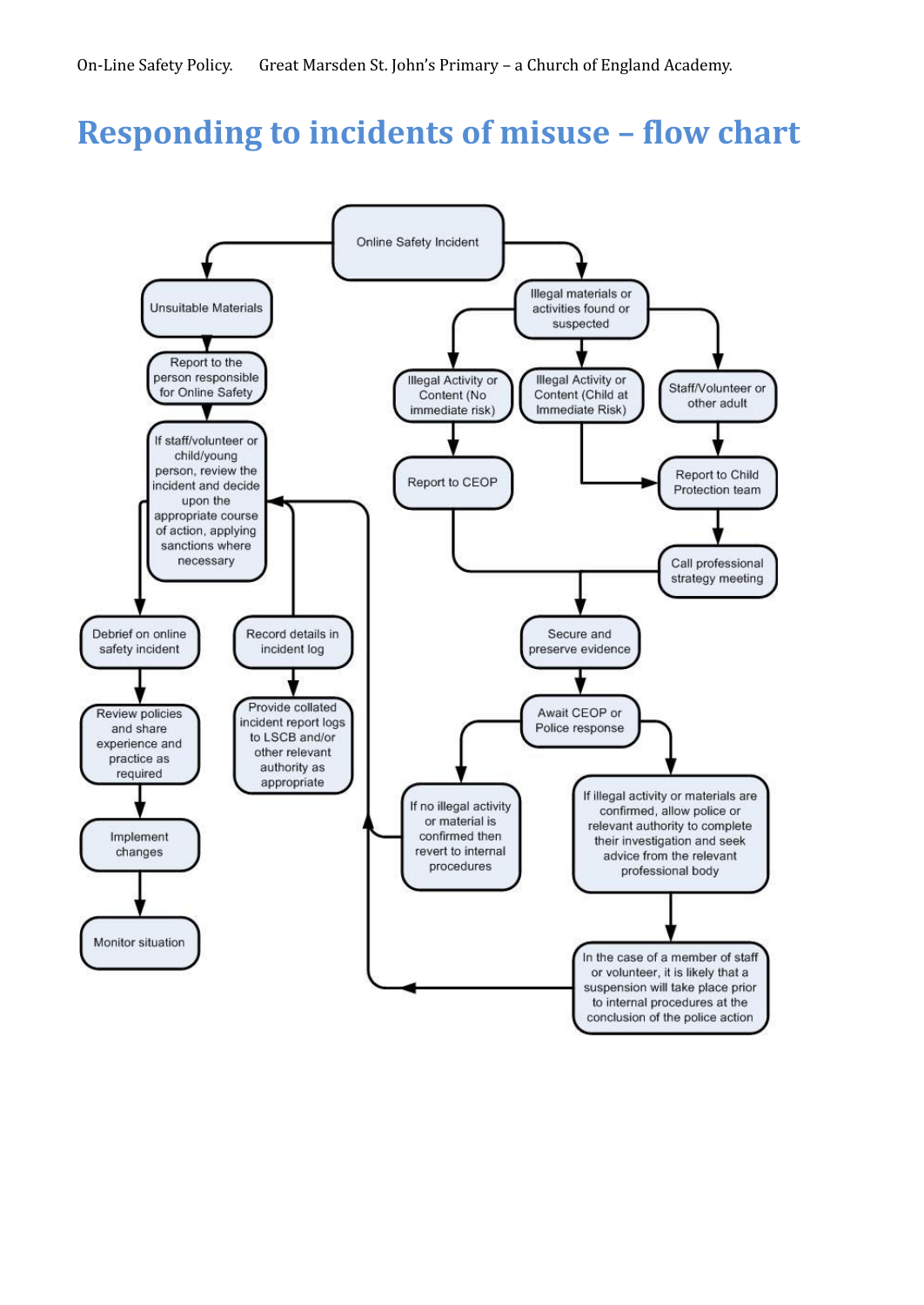# Responding to incidents of misuse – flow chart

Online Safety Incident

Unsuitable Materials

Report to the person responsible for Online Safety

If staff/volunteer or child/young person, review the incident and decide upon the appropriate course of action, applying sanctions where necessary

Debrief on online safety incident

Review policies and share experience and practice as required

Implement changes

Monitor situation

Record details in incident log

Provide collated incident report logs to LSCB and/or other relevant authority as appropriate

Illegal materials or activities found or suspected

Illegal Activity or Content (No immediate risk)

Illegal Activity or Content (Child at Immediate Risk)

Staff/Volunteer or other adult

Report to CEOP

Report to Child Protection team

Call professional strategy meeting

Secure and preserve evidence

Await CEOP or Police response

If no illegal activity or material is confirmed then revert to internal procedures

If illegal activity or materials are confirmed, allow police or relevant authority to complete their investigation and seek advice from the relevant professional body

In the case of a member of staff or volunteer, it is likely that a suspension will take place prior to internal procedures at the conclusion of the police action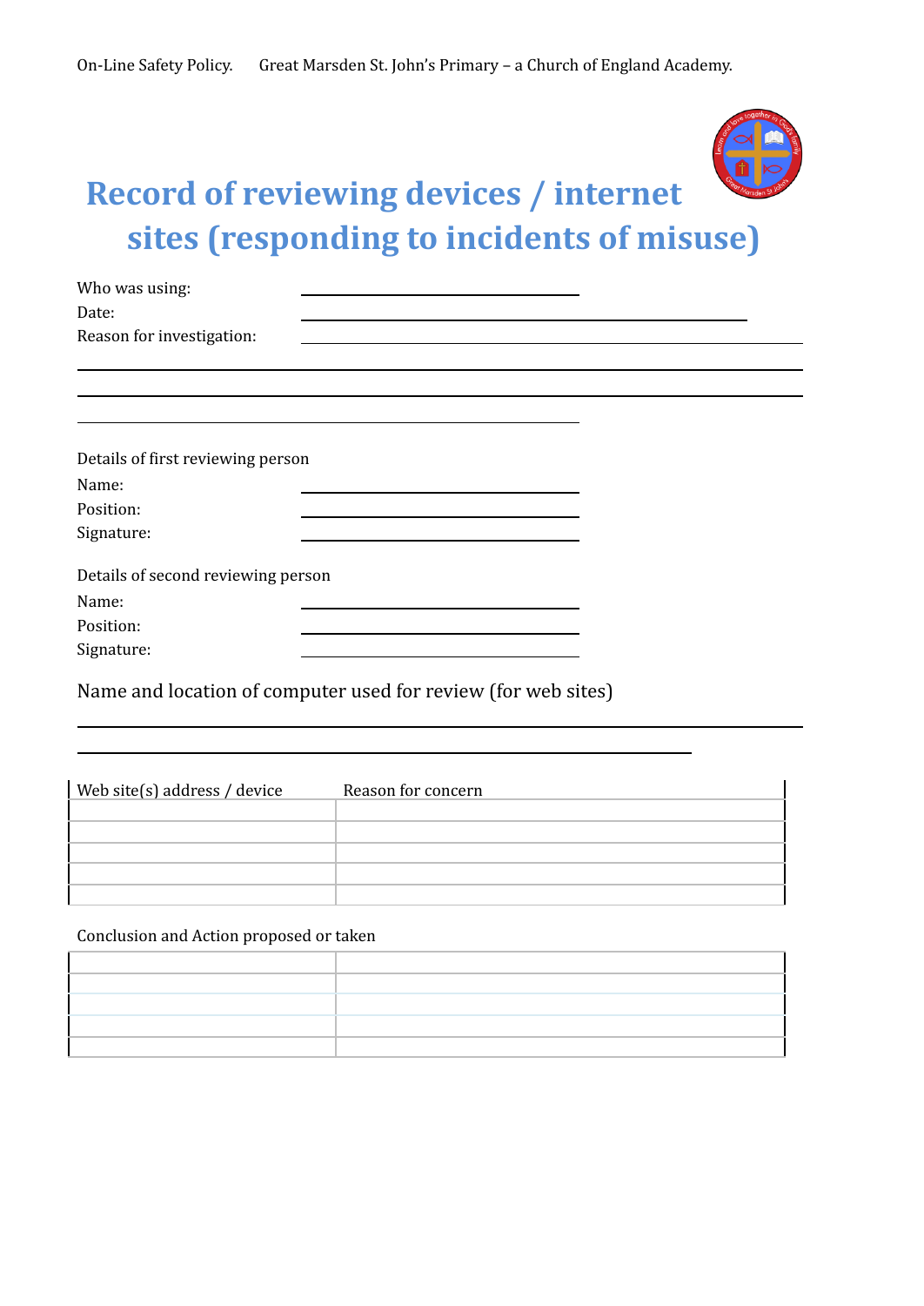# Record of reviewing devices / internet sites (responding to incidents of misuse)

Who was using: ______________________________

Date: ______________________________

Reason for investigation: ______________________________

______________________________

______________________________

______________________________

Details of first reviewing person

Name: ______________________________

Position: ______________________________

Signature: ______________________________

Details of second reviewing person

Name: ______________________________

Position: ______________________________

Signature: ______________________________

Name and location of computer used for review (for web sites)

______________________________

______________________________

| Web site(s) address / device | Reason for concern |
|---|---|
| | |
| | |
| | |
| | |
| | |

Conclusion and Action proposed or taken

| | |
|---|---|
| | |
| | |
| | |
| | |
| | |